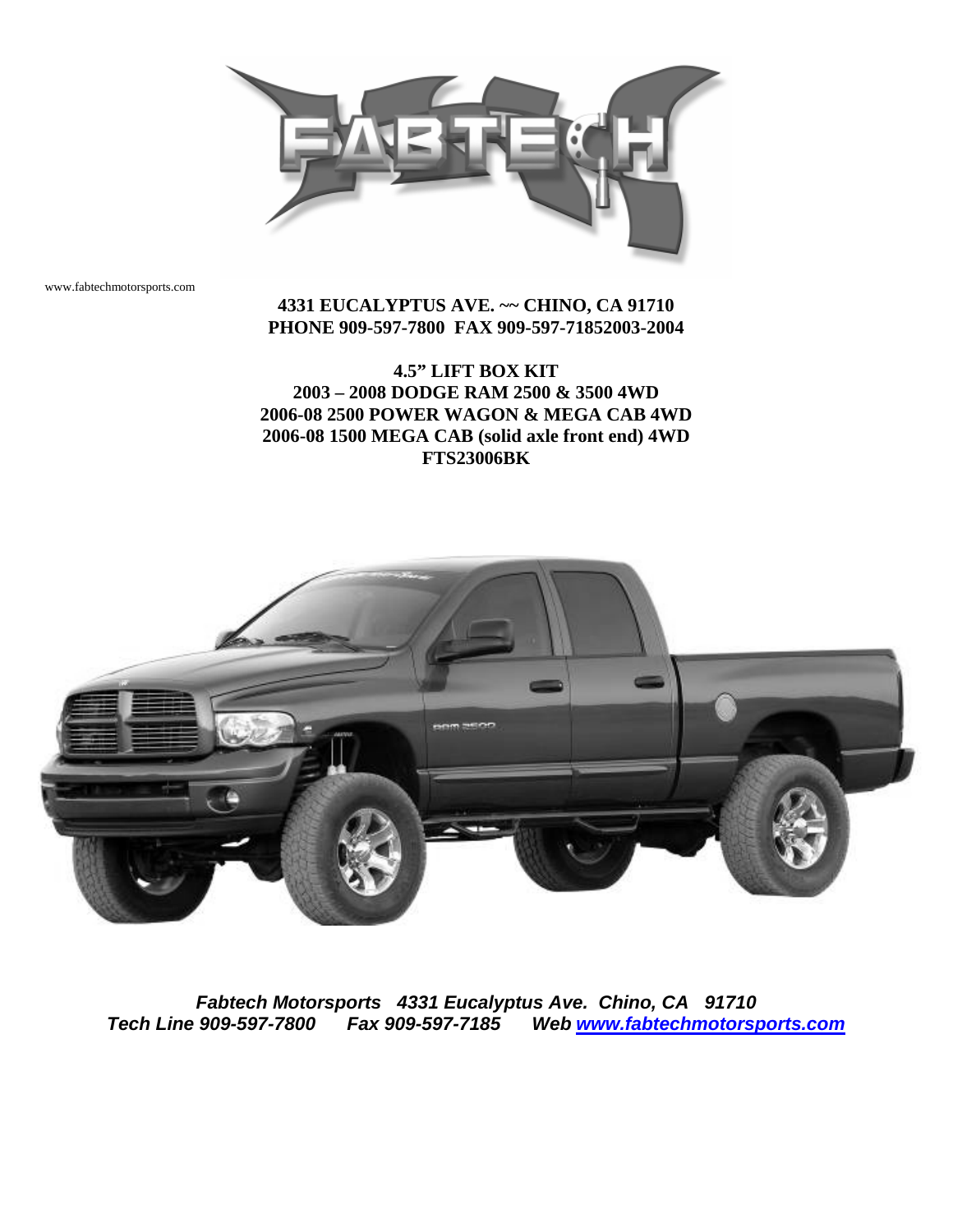www.fabtechmotorsports.com

**4331 EUCALYPTUS AVE. ~~ CHINO, CA 91710**
**PHONE 909-597-7800 FAX 909-597-71852003-2004**

**4.5" LIFT BOX KIT**
**2003 – 2008 DODGE RAM 2500 & 3500 4WD**
**2006-08 2500 POWER WAGON & MEGA CAB 4WD**
**2006-08 1500 MEGA CAB (solid axle front end) 4WD**
**FTS23006BK**

***Fabtech Motorsports 4331 Eucalyptus Ave. Chino, CA 91710***
***Tech Line 909-597-7800 Fax 909-597-7185 Web [www.fabtechmotorsports.com](http://www.fabtechmotorsports.com)***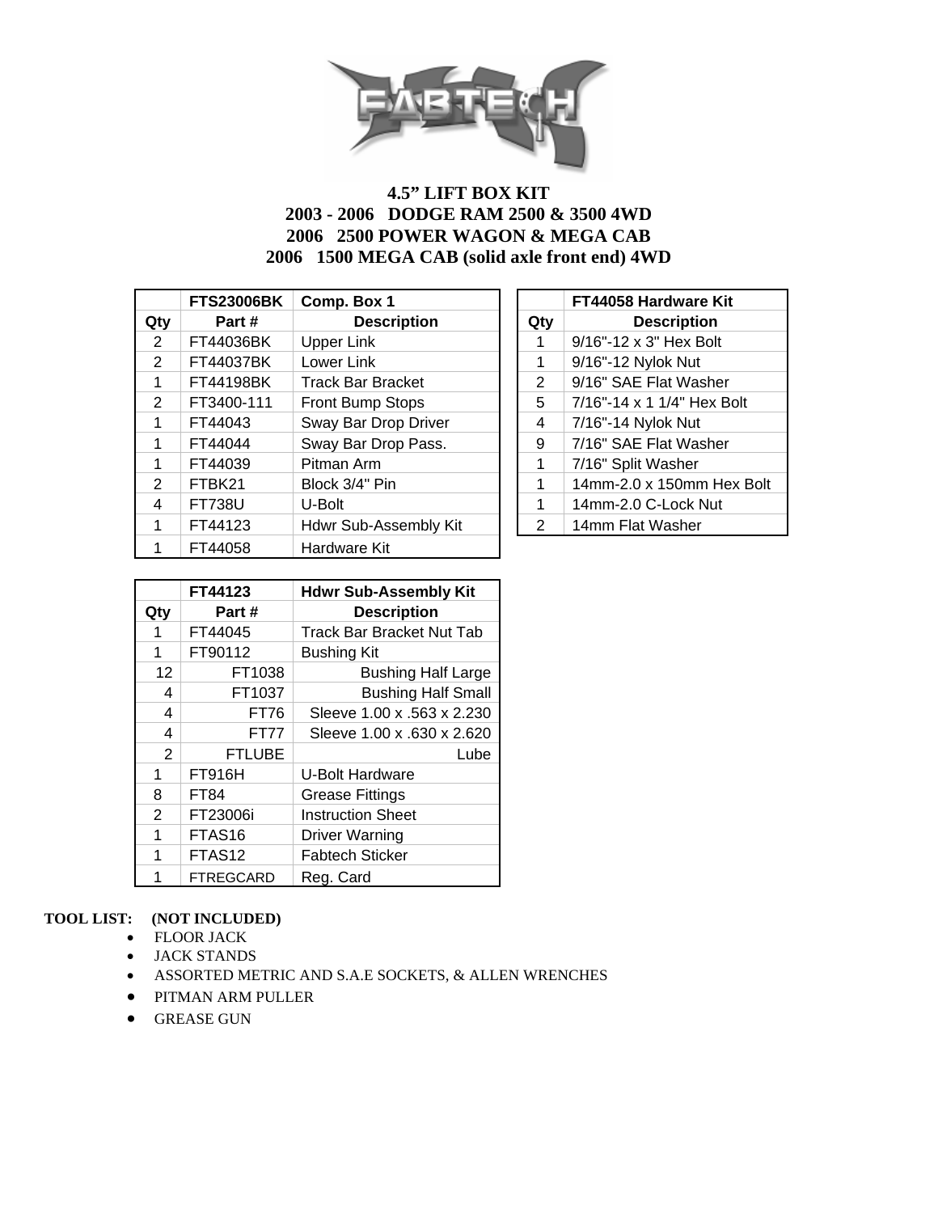# 4.5" LIFT BOX KIT
## 2003 - 2006 DODGE RAM 2500 & 3500 4WD
## 2006 2500 POWER WAGON & MEGA CAB
## 2006 1500 MEGA CAB (solid axle front end) 4WD

| | FTS23006BK | Comp. Box 1 |
|---|---|---|
| Qty | Part # | Description |
| 2 | FT44036BK | Upper Link |
| 2 | FT44037BK | Lower Link |
| 1 | FT44198BK | Track Bar Bracket |
| 2 | FT3400-111 | Front Bump Stops |
| 1 | FT44043 | Sway Bar Drop Driver |
| 1 | FT44044 | Sway Bar Drop Pass. |
| 1 | FT44039 | Pitman Arm |
| 2 | FTBK21 | Block 3/4" Pin |
| 4 | FT738U | U-Bolt |
| 1 | FT44123 | Hdwr Sub-Assembly Kit |
| 1 | FT44058 | Hardware Kit |

| | FT44058 Hardware Kit |
|---|---|
| Qty | Description |
| 1 | 9/16"-12 x 3" Hex Bolt |
| 1 | 9/16"-12 Nylok Nut |
| 2 | 9/16" SAE Flat Washer |
| 5 | 7/16"-14 x 1 1/4" Hex Bolt |
| 4 | 7/16"-14 Nylok Nut |
| 9 | 7/16" SAE Flat Washer |
| 1 | 7/16" Split Washer |
| 1 | 14mm-2.0 x 150mm Hex Bolt |
| 1 | 14mm-2.0 C-Lock Nut |
| 2 | 14mm Flat Washer |

| | FT44123 | Hdwr Sub-Assembly Kit |
|---|---|---|
| Qty | Part # | Description |
| 1 | FT44045 | Track Bar Bracket Nut Tab |
| 1 | FT90112 | Bushing Kit |
| 12 | FT1038 | Bushing Half Large |
| 4 | FT1037 | Bushing Half Small |
| 4 | FT76 | Sleeve 1.00 x .563 x 2.230 |
| 4 | FT77 | Sleeve 1.00 x .630 x 2.620 |
| 2 | FTLUBE | Lube |
| 1 | FT916H | U-Bolt Hardware |
| 8 | FT84 | Grease Fittings |
| 2 | FT23006i | Instruction Sheet |
| 1 | FTAS16 | Driver Warning |
| 1 | FTAS12 | Fabtech Sticker |
| 1 | FTREGCARD | Reg. Card |

**TOOL LIST: (NOT INCLUDED)**

- FLOOR JACK
- JACK STANDS
- ASSORTED METRIC AND S.A.E SOCKETS, & ALLEN WRENCHES
- PITMAN ARM PULLER
- GREASE GUN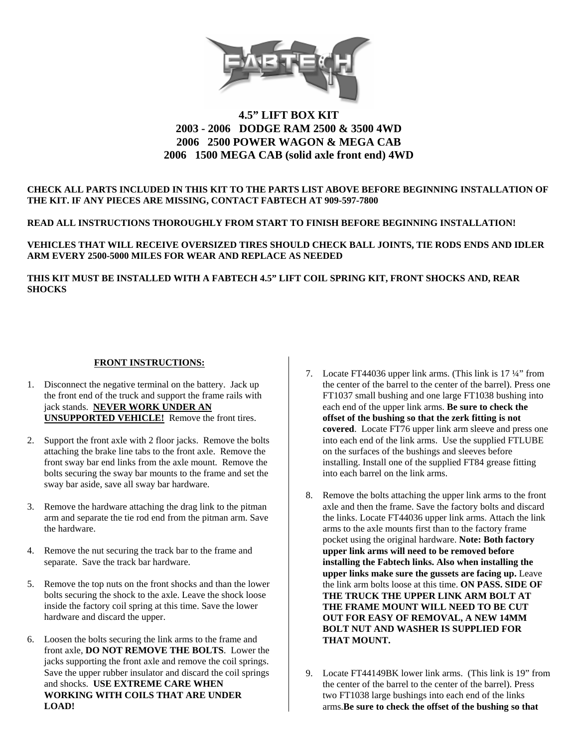# 4.5" LIFT BOX KIT
# 2003 - 2006 DODGE RAM 2500 & 3500 4WD
# 2006 2500 POWER WAGON & MEGA CAB
# 2006 1500 MEGA CAB (solid axle front end) 4WD

**CHECK ALL PARTS INCLUDED IN THIS KIT TO THE PARTS LIST ABOVE BEFORE BEGINNING INSTALLATION OF THE KIT. IF ANY PIECES ARE MISSING, CONTACT FABTECH AT 909-597-7800**

**READ ALL INSTRUCTIONS THOROUGHLY FROM START TO FINISH BEFORE BEGINNING INSTALLATION!**

**VEHICLES THAT WILL RECEIVE OVERSIZED TIRES SHOULD CHECK BALL JOINTS, TIE RODS ENDS AND IDLER ARM EVERY 2500-5000 MILES FOR WEAR AND REPLACE AS NEEDED**

**THIS KIT MUST BE INSTALLED WITH A FABTECH 4.5" LIFT COIL SPRING KIT, FRONT SHOCKS AND, REAR SHOCKS**

## FRONT INSTRUCTIONS:

1. Disconnect the negative terminal on the battery. Jack up the front end of the truck and support the frame rails with jack stands. **NEVER WORK UNDER AN UNSUPPORTED VEHICLE!** Remove the front tires.

2. Support the front axle with 2 floor jacks. Remove the bolts attaching the brake line tabs to the front axle. Remove the front sway bar end links from the axle mount. Remove the bolts securing the sway bar mounts to the frame and set the sway bar aside, save all sway bar hardware.

3. Remove the hardware attaching the drag link to the pitman arm and separate the tie rod end from the pitman arm. Save the hardware.

4. Remove the nut securing the track bar to the frame and separate. Save the track bar hardware.

5. Remove the top nuts on the front shocks and than the lower bolts securing the shock to the axle. Leave the shock loose inside the factory coil spring at this time. Save the lower hardware and discard the upper.

6. Loosen the bolts securing the link arms to the frame and front axle, **DO NOT REMOVE THE BOLTS**. Lower the jacks supporting the front axle and remove the coil springs. Save the upper rubber insulator and discard the coil springs and shocks. **USE EXTREME CARE WHEN WORKING WITH COILS THAT ARE UNDER LOAD!**

7. Locate FT44036 upper link arms. (This link is 17 ¼" from the center of the barrel to the center of the barrel). Press one FT1037 small bushing and one large FT1038 bushing into each end of the upper link arms. **Be sure to check the offset of the bushing so that the zerk fitting is not covered**. Locate FT76 upper link arm sleeve and press one into each end of the link arms. Use the supplied FTLUBE on the surfaces of the bushings and sleeves before installing. Install one of the supplied FT84 grease fitting into each barrel on the link arms.

8. Remove the bolts attaching the upper link arms to the front axle and then the frame. Save the factory bolts and discard the links. Locate FT44036 upper link arms. Attach the link arms to the axle mounts first than to the factory frame pocket using the original hardware. **Note: Both factory upper link arms will need to be removed before installing the Fabtech links. Also when installing the upper links make sure the gussets are facing up.** Leave the link arm bolts loose at this time. **ON PASS. SIDE OF THE TRUCK THE UPPER LINK ARM BOLT AT THE FRAME MOUNT WILL NEED TO BE CUT OUT FOR EASY OF REMOVAL, A NEW 14MM BOLT NUT AND WASHER IS SUPPLIED FOR THAT MOUNT.**

9. Locate FT44149BK lower link arms. (This link is 19" from the center of the barrel to the center of the barrel). Press two FT1038 large bushings into each end of the links arms.**Be sure to check the offset of the bushing so that**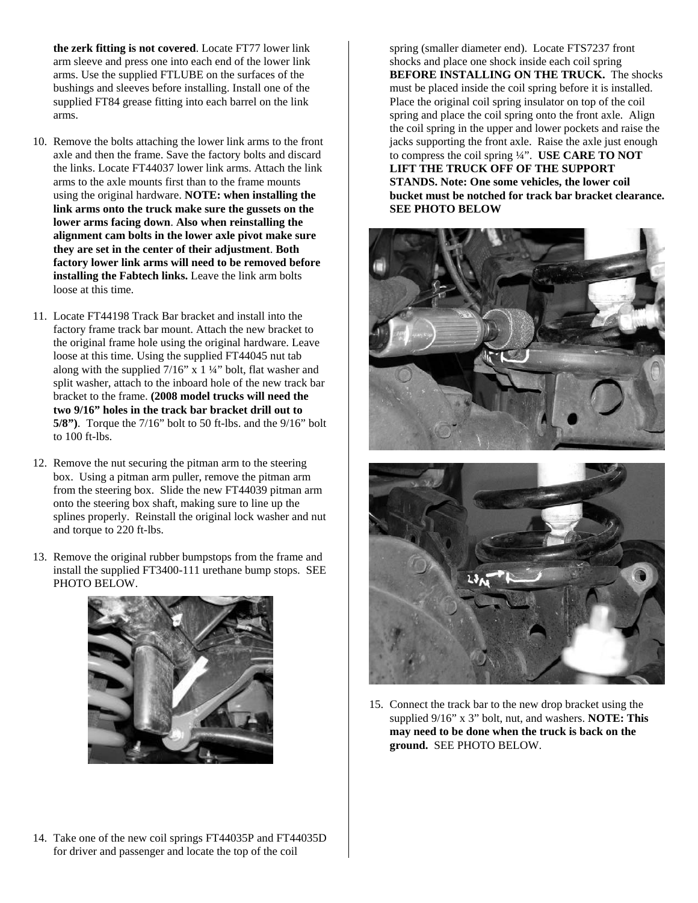**the zerk fitting is not covered**. Locate FT77 lower link arm sleeve and press one into each end of the lower link arms. Use the supplied FTLUBE on the surfaces of the bushings and sleeves before installing. Install one of the supplied FT84 grease fitting into each barrel on the link arms.

10. Remove the bolts attaching the lower link arms to the front axle and then the frame. Save the factory bolts and discard the links. Locate FT44037 lower link arms. Attach the link arms to the axle mounts first than to the frame mounts using the original hardware. **NOTE: when installing the link arms onto the truck make sure the gussets on the lower arms facing down**. **Also when reinstalling the alignment cam bolts in the lower axle pivot make sure they are set in the center of their adjustment**. **Both factory lower link arms will need to be removed before installing the Fabtech links.** Leave the link arm bolts loose at this time.

11. Locate FT44198 Track Bar bracket and install into the factory frame track bar mount. Attach the new bracket to the original frame hole using the original hardware. Leave loose at this time. Using the supplied FT44045 nut tab along with the supplied 7/16" x 1 ¼" bolt, flat washer and split washer, attach to the inboard hole of the new track bar bracket to the frame. **(2008 model trucks will need the two 9/16" holes in the track bar bracket drill out to 5/8")**. Torque the 7/16" bolt to 50 ft-lbs. and the 9/16" bolt to 100 ft-lbs.

12. Remove the nut securing the pitman arm to the steering box. Using a pitman arm puller, remove the pitman arm from the steering box. Slide the new FT44039 pitman arm onto the steering box shaft, making sure to line up the splines properly. Reinstall the original lock washer and nut and torque to 220 ft-lbs.

13. Remove the original rubber bumpstops from the frame and install the supplied FT3400-111 urethane bump stops. SEE PHOTO BELOW.

14. Take one of the new coil springs FT44035P and FT44035D for driver and passenger and locate the top of the coil spring (smaller diameter end). Locate FTS7237 front shocks and place one shock inside each coil spring **BEFORE INSTALLING ON THE TRUCK.** The shocks must be placed inside the coil spring before it is installed. Place the original coil spring insulator on top of the coil spring and place the coil spring onto the front axle. Align the coil spring in the upper and lower pockets and raise the jacks supporting the front axle. Raise the axle just enough to compress the coil spring ¼". **USE CARE TO NOT LIFT THE TRUCK OFF OF THE SUPPORT STANDS. Note: One some vehicles, the lower coil bucket must be notched for track bar bracket clearance. SEE PHOTO BELOW**

15. Connect the track bar to the new drop bracket using the supplied 9/16" x 3" bolt, nut, and washers. **NOTE: This may need to be done when the truck is back on the ground.** SEE PHOTO BELOW.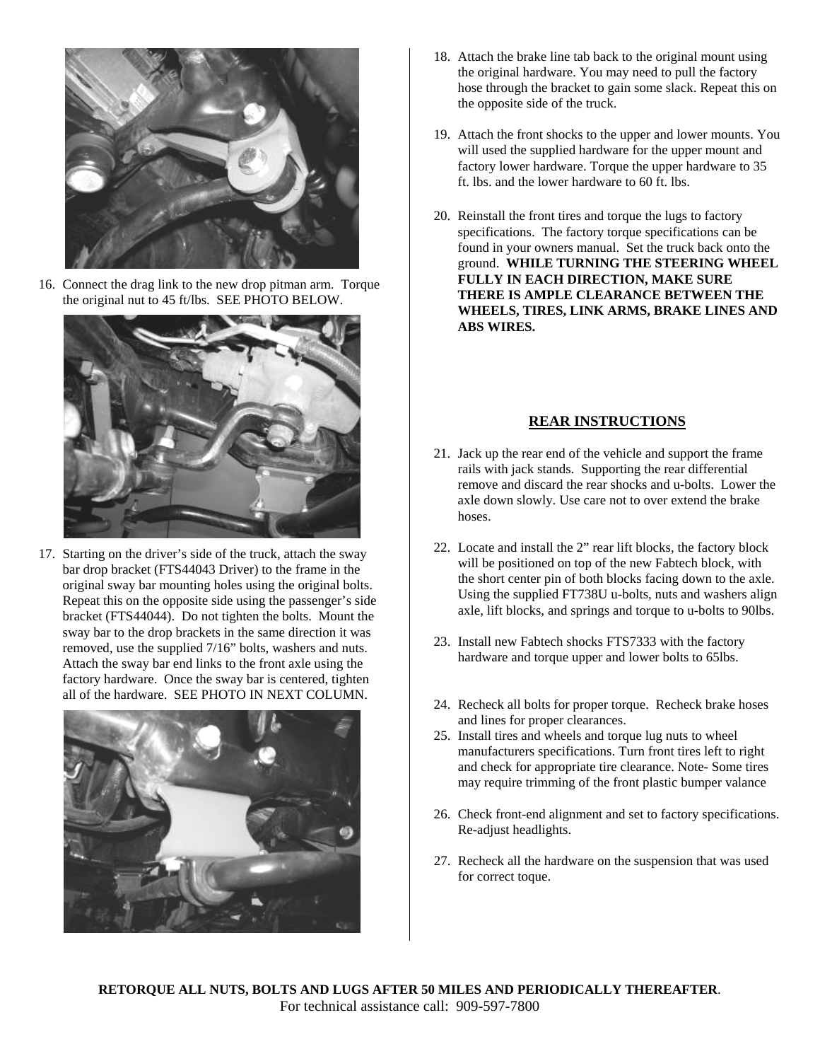16. Connect the drag link to the new drop pitman arm. Torque the original nut to 45 ft/lbs. SEE PHOTO BELOW.

17. Starting on the driver's side of the truck, attach the sway bar drop bracket (FTS44043 Driver) to the frame in the original sway bar mounting holes using the original bolts. Repeat this on the opposite side using the passenger's side bracket (FTS44044). Do not tighten the bolts. Mount the sway bar to the drop brackets in the same direction it was removed, use the supplied 7/16" bolts, washers and nuts. Attach the sway bar end links to the front axle using the factory hardware. Once the sway bar is centered, tighten all of the hardware. SEE PHOTO IN NEXT COLUMN.

18. Attach the brake line tab back to the original mount using the original hardware. You may need to pull the factory hose through the bracket to gain some slack. Repeat this on the opposite side of the truck.

19. Attach the front shocks to the upper and lower mounts. You will used the supplied hardware for the upper mount and factory lower hardware. Torque the upper hardware to 35 ft. lbs. and the lower hardware to 60 ft. lbs.

20. Reinstall the front tires and torque the lugs to factory specifications. The factory torque specifications can be found in your owners manual. Set the truck back onto the ground. **WHILE TURNING THE STEERING WHEEL FULLY IN EACH DIRECTION, MAKE SURE THERE IS AMPLE CLEARANCE BETWEEN THE WHEELS, TIRES, LINK ARMS, BRAKE LINES AND ABS WIRES.**

## REAR INSTRUCTIONS

21. Jack up the rear end of the vehicle and support the frame rails with jack stands. Supporting the rear differential remove and discard the rear shocks and u-bolts. Lower the axle down slowly. Use care not to over extend the brake hoses.

22. Locate and install the 2" rear lift blocks, the factory block will be positioned on top of the new Fabtech block, with the short center pin of both blocks facing down to the axle. Using the supplied FT738U u-bolts, nuts and washers align axle, lift blocks, and springs and torque to u-bolts to 90lbs.

23. Install new Fabtech shocks FTS7333 with the factory hardware and torque upper and lower bolts to 65lbs.

24. Recheck all bolts for proper torque. Recheck brake hoses and lines for proper clearances.
25. Install tires and wheels and torque lug nuts to wheel manufacturers specifications. Turn front tires left to right and check for appropriate tire clearance. Note- Some tires may require trimming of the front plastic bumper valance

26. Check front-end alignment and set to factory specifications. Re-adjust headlights.

27. Recheck all the hardware on the suspension that was used for correct toque.

**RETORQUE ALL NUTS, BOLTS AND LUGS AFTER 50 MILES AND PERIODICALLY THEREAFTER**.
For technical assistance call: 909-597-7800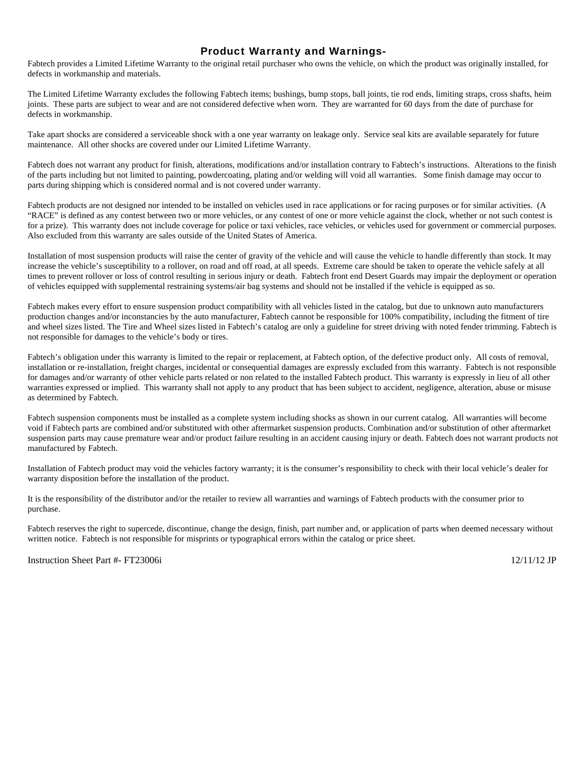## Product Warranty and Warnings-

Fabtech provides a Limited Lifetime Warranty to the original retail purchaser who owns the vehicle, on which the product was originally installed, for defects in workmanship and materials.

The Limited Lifetime Warranty excludes the following Fabtech items; bushings, bump stops, ball joints, tie rod ends, limiting straps, cross shafts, heim joints. These parts are subject to wear and are not considered defective when worn. They are warranted for 60 days from the date of purchase for defects in workmanship.

Take apart shocks are considered a serviceable shock with a one year warranty on leakage only. Service seal kits are available separately for future maintenance. All other shocks are covered under our Limited Lifetime Warranty.

Fabtech does not warrant any product for finish, alterations, modifications and/or installation contrary to Fabtech's instructions. Alterations to the finish of the parts including but not limited to painting, powdercoating, plating and/or welding will void all warranties. Some finish damage may occur to parts during shipping which is considered normal and is not covered under warranty.

Fabtech products are not designed nor intended to be installed on vehicles used in race applications or for racing purposes or for similar activities. (A "RACE" is defined as any contest between two or more vehicles, or any contest of one or more vehicle against the clock, whether or not such contest is for a prize). This warranty does not include coverage for police or taxi vehicles, race vehicles, or vehicles used for government or commercial purposes. Also excluded from this warranty are sales outside of the United States of America.

Installation of most suspension products will raise the center of gravity of the vehicle and will cause the vehicle to handle differently than stock. It may increase the vehicle's susceptibility to a rollover, on road and off road, at all speeds. Extreme care should be taken to operate the vehicle safely at all times to prevent rollover or loss of control resulting in serious injury or death. Fabtech front end Desert Guards may impair the deployment or operation of vehicles equipped with supplemental restraining systems/air bag systems and should not be installed if the vehicle is equipped as so.

Fabtech makes every effort to ensure suspension product compatibility with all vehicles listed in the catalog, but due to unknown auto manufacturers production changes and/or inconstancies by the auto manufacturer, Fabtech cannot be responsible for 100% compatibility, including the fitment of tire and wheel sizes listed. The Tire and Wheel sizes listed in Fabtech's catalog are only a guideline for street driving with noted fender trimming. Fabtech is not responsible for damages to the vehicle's body or tires.

Fabtech's obligation under this warranty is limited to the repair or replacement, at Fabtech option, of the defective product only. All costs of removal, installation or re-installation, freight charges, incidental or consequential damages are expressly excluded from this warranty. Fabtech is not responsible for damages and/or warranty of other vehicle parts related or non related to the installed Fabtech product. This warranty is expressly in lieu of all other warranties expressed or implied. This warranty shall not apply to any product that has been subject to accident, negligence, alteration, abuse or misuse as determined by Fabtech.

Fabtech suspension components must be installed as a complete system including shocks as shown in our current catalog. All warranties will become void if Fabtech parts are combined and/or substituted with other aftermarket suspension products. Combination and/or substitution of other aftermarket suspension parts may cause premature wear and/or product failure resulting in an accident causing injury or death. Fabtech does not warrant products not manufactured by Fabtech.

Installation of Fabtech product may void the vehicles factory warranty; it is the consumer's responsibility to check with their local vehicle's dealer for warranty disposition before the installation of the product.

It is the responsibility of the distributor and/or the retailer to review all warranties and warnings of Fabtech products with the consumer prior to purchase.

Fabtech reserves the right to supercede, discontinue, change the design, finish, part number and, or application of parts when deemed necessary without written notice. Fabtech is not responsible for misprints or typographical errors within the catalog or price sheet.

Instruction Sheet Part #- FT23006i 12/11/12 JP